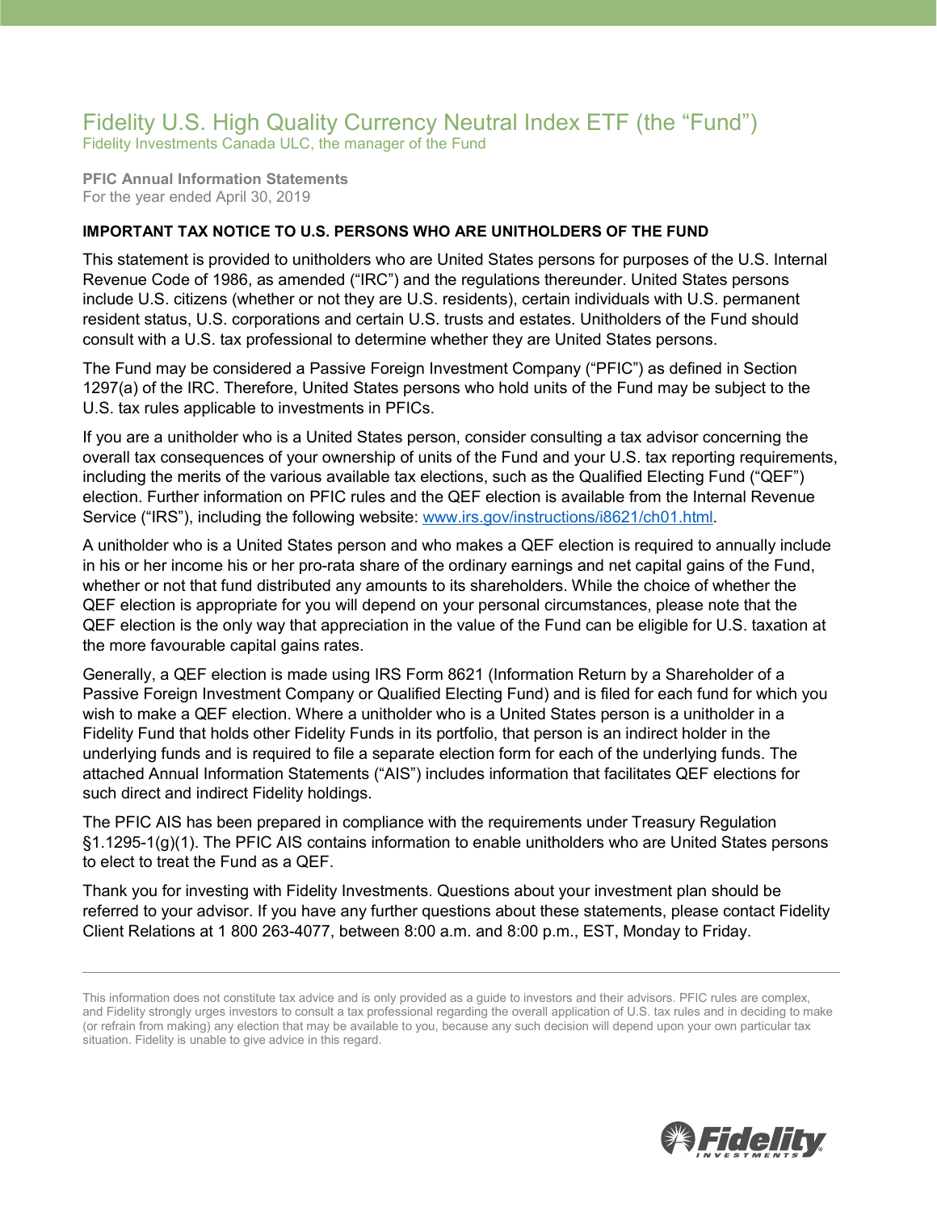# Fidelity U.S. High Quality Currency Neutral Index ETF (the "Fund")

Fidelity Investments Canada ULC, the manager of the Fund

**PFIC Annual Information Statements**
For the year ended April 30, 2019

**IMPORTANT TAX NOTICE TO U.S. PERSONS WHO ARE UNITHOLDERS OF THE FUND**

This statement is provided to unitholders who are United States persons for purposes of the U.S. Internal Revenue Code of 1986, as amended ("IRC") and the regulations thereunder. United States persons include U.S. citizens (whether or not they are U.S. residents), certain individuals with U.S. permanent resident status, U.S. corporations and certain U.S. trusts and estates. Unitholders of the Fund should consult with a U.S. tax professional to determine whether they are United States persons.

The Fund may be considered a Passive Foreign Investment Company ("PFIC") as defined in Section 1297(a) of the IRC. Therefore, United States persons who hold units of the Fund may be subject to the U.S. tax rules applicable to investments in PFICs.

If you are a unitholder who is a United States person, consider consulting a tax advisor concerning the overall tax consequences of your ownership of units of the Fund and your U.S. tax reporting requirements, including the merits of the various available tax elections, such as the Qualified Electing Fund ("QEF") election. Further information on PFIC rules and the QEF election is available from the Internal Revenue Service ("IRS"), including the following website: [www.irs.gov/instructions/i8621/ch01.html](http://www.irs.gov/instructions/i8621/ch01.html).

A unitholder who is a United States person and who makes a QEF election is required to annually include in his or her income his or her pro-rata share of the ordinary earnings and net capital gains of the Fund, whether or not that fund distributed any amounts to its shareholders. While the choice of whether the QEF election is appropriate for you will depend on your personal circumstances, please note that the QEF election is the only way that appreciation in the value of the Fund can be eligible for U.S. taxation at the more favourable capital gains rates.

Generally, a QEF election is made using IRS Form 8621 (Information Return by a Shareholder of a Passive Foreign Investment Company or Qualified Electing Fund) and is filed for each fund for which you wish to make a QEF election. Where a unitholder who is a United States person is a unitholder in a Fidelity Fund that holds other Fidelity Funds in its portfolio, that person is an indirect holder in the underlying funds and is required to file a separate election form for each of the underlying funds. The attached Annual Information Statements ("AIS") includes information that facilitates QEF elections for such direct and indirect Fidelity holdings.

The PFIC AIS has been prepared in compliance with the requirements under Treasury Regulation §1.1295-1(g)(1). The PFIC AIS contains information to enable unitholders who are United States persons to elect to treat the Fund as a QEF.

Thank you for investing with Fidelity Investments. Questions about your investment plan should be referred to your advisor. If you have any further questions about these statements, please contact Fidelity Client Relations at 1 800 263-4077, between 8:00 a.m. and 8:00 p.m., EST, Monday to Friday.

---

This information does not constitute tax advice and is only provided as a guide to investors and their advisors. PFIC rules are complex, and Fidelity strongly urges investors to consult a tax professional regarding the overall application of U.S. tax rules and in deciding to make (or refrain from making) any election that may be available to you, because any such decision will depend upon your own particular tax situation. Fidelity is unable to give advice in this regard.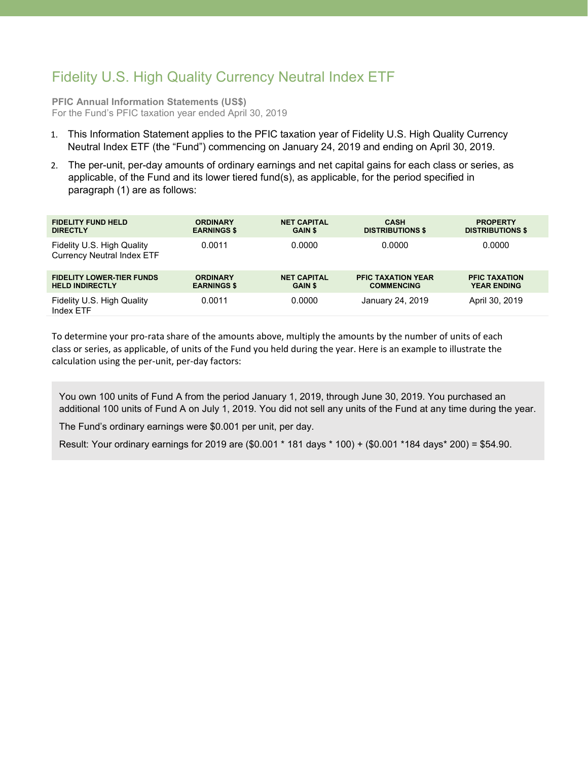# Fidelity U.S. High Quality Currency Neutral Index ETF

**PFIC Annual Information Statements (US$)**
For the Fund's PFIC taxation year ended April 30, 2019

1. This Information Statement applies to the PFIC taxation year of Fidelity U.S. High Quality Currency Neutral Index ETF (the "Fund") commencing on January 24, 2019 and ending on April 30, 2019.
2. The per-unit, per-day amounts of ordinary earnings and net capital gains for each class or series, as applicable, of the Fund and its lower tiered fund(s), as applicable, for the period specified in paragraph (1) are as follows:

| FIDELITY FUND HELD DIRECTLY | ORDINARY EARNINGS $ | NET CAPITAL GAIN $ | CASH DISTRIBUTIONS $ | PROPERTY DISTRIBUTIONS $ |
|---|---|---|---|---|
| Fidelity U.S. High Quality Currency Neutral Index ETF | 0.0011 | 0.0000 | 0.0000 | 0.0000 |

| FIDELITY LOWER-TIER FUNDS HELD INDIRECTLY | ORDINARY EARNINGS $ | NET CAPITAL GAIN $ | PFIC TAXATION YEAR COMMENCING | PFIC TAXATION YEAR ENDING |
|---|---|---|---|---|
| Fidelity U.S. High Quality Index ETF | 0.0011 | 0.0000 | January 24, 2019 | April 30, 2019 |

To determine your pro-rata share of the amounts above, multiply the amounts by the number of units of each class or series, as applicable, of units of the Fund you held during the year. Here is an example to illustrate the calculation using the per-unit, per-day factors:

> You own 100 units of Fund A from the period January 1, 2019, through June 30, 2019. You purchased an additional 100 units of Fund A on July 1, 2019. You did not sell any units of the Fund at any time during the year.
>
> The Fund's ordinary earnings were $0.001 per unit, per day.
>
> Result: Your ordinary earnings for 2019 are ($0.001 * 181 days * 100) + ($0.001 *184 days* 200) = $54.90.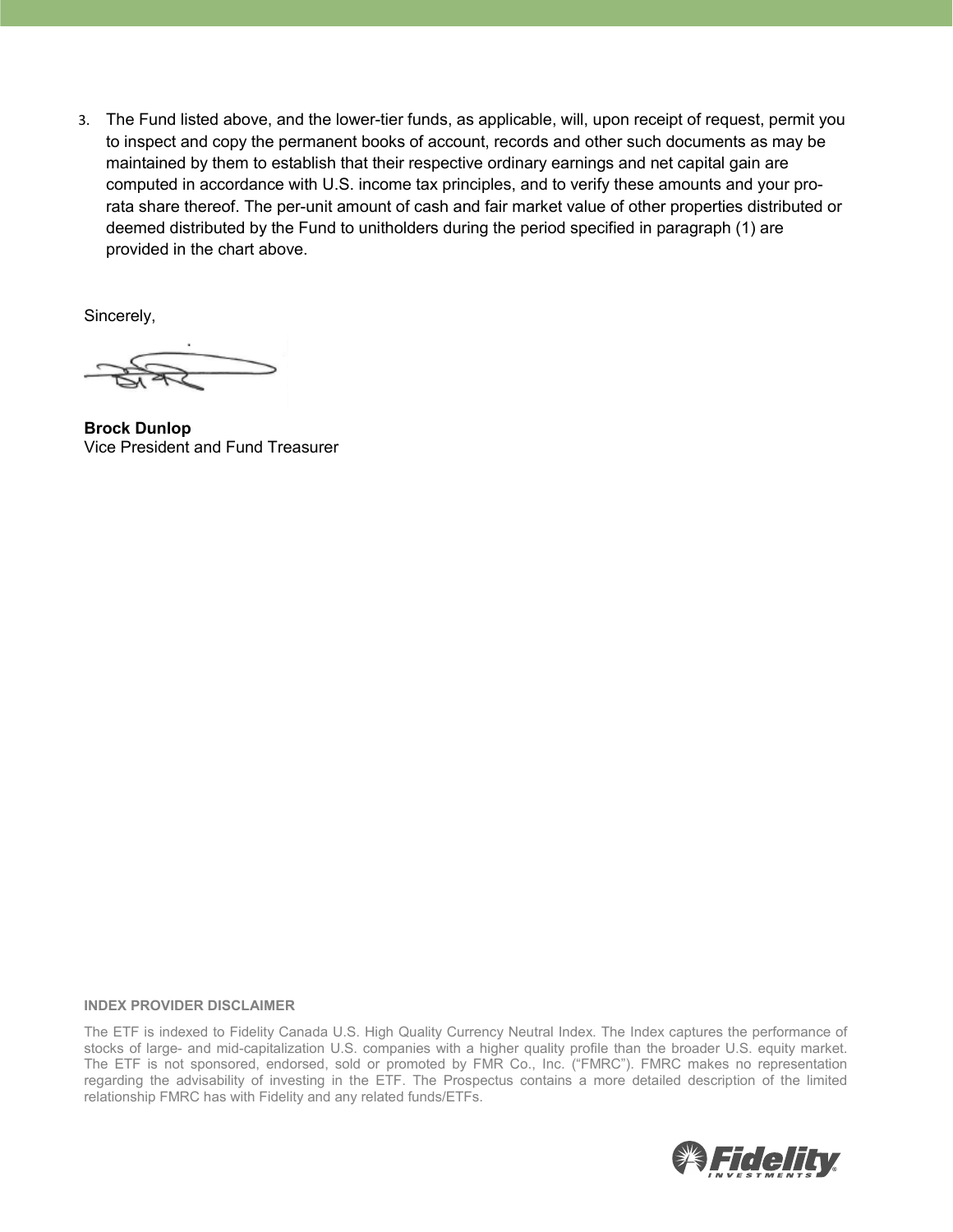3. The Fund listed above, and the lower-tier funds, as applicable, will, upon receipt of request, permit you to inspect and copy the permanent books of account, records and other such documents as may be maintained by them to establish that their respective ordinary earnings and net capital gain are computed in accordance with U.S. income tax principles, and to verify these amounts and your pro-rata share thereof. The per-unit amount of cash and fair market value of other properties distributed or deemed distributed by the Fund to unitholders during the period specified in paragraph (1) are provided in the chart above.

Sincerely,

**Brock Dunlop**
Vice President and Fund Treasurer

**INDEX PROVIDER DISCLAIMER**

The ETF is indexed to Fidelity Canada U.S. High Quality Currency Neutral Index. The Index captures the performance of stocks of large- and mid-capitalization U.S. companies with a higher quality profile than the broader U.S. equity market. The ETF is not sponsored, endorsed, sold or promoted by FMR Co., Inc. ("FMRC"). FMRC makes no representation regarding the advisability of investing in the ETF. The Prospectus contains a more detailed description of the limited relationship FMRC has with Fidelity and any related funds/ETFs.